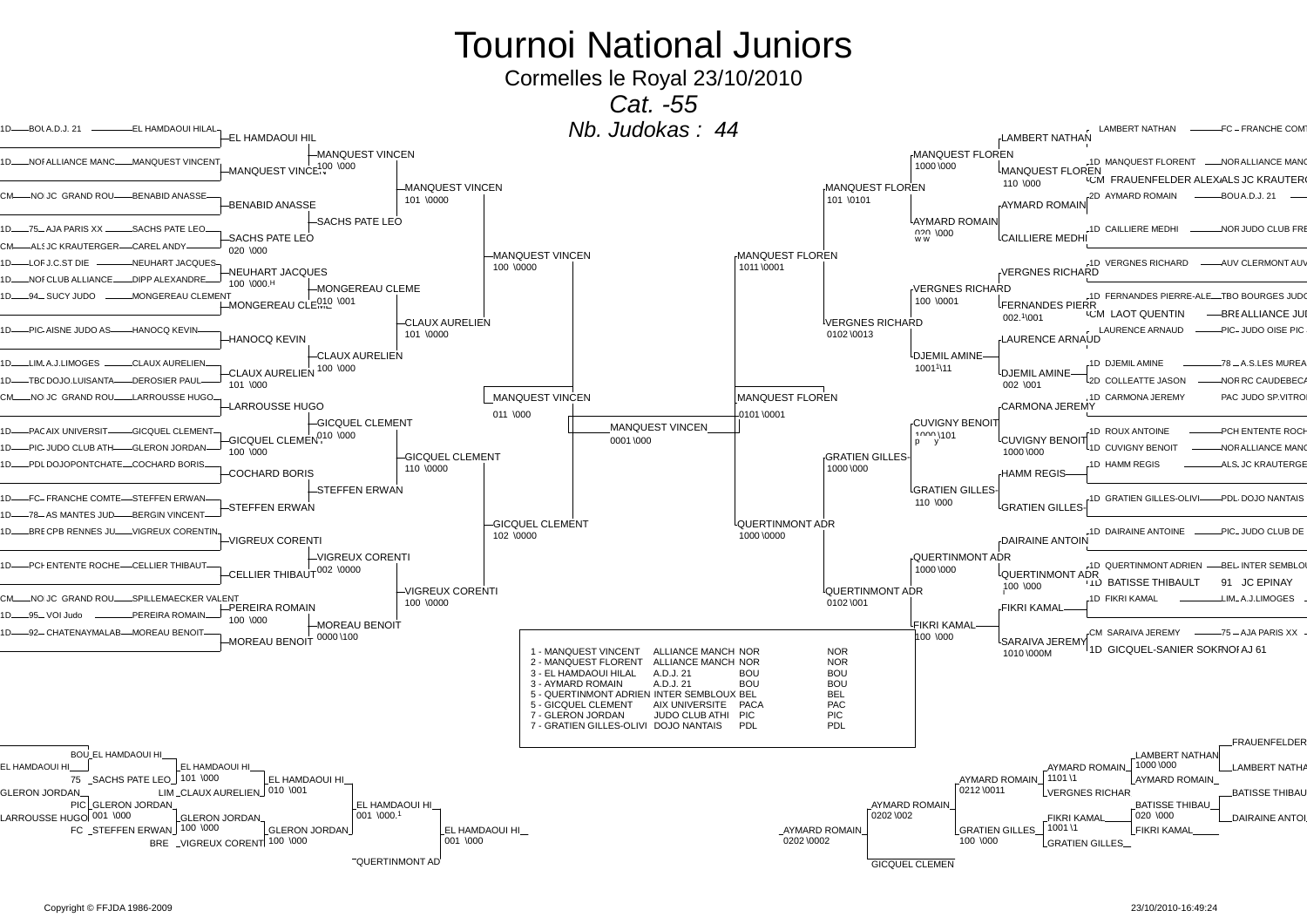# Tournoi National Juniors

Cormelles le Royal 23/10/2010

*Cat. -55*

*Nb. Judokas : 44*

1D BOU A.D.J. 21 EL HAMDAOUI HILAL
EL HAMDAOUI HIL

1D NOR ALLIANCE MANC MANQUEST VINCENT
MANQUEST VINCEN
MANQUEST VINCEN 100 \000

CM NOR JC GRAND ROU BENABID ANASSE
BENABID ANASSE
MANQUEST VINCEN 101 \0000

1D 75 AJA PARIS XX SACHS PATE LEO
SACHS PATE LEO
SACHS PATE LEO 020 \000

CM ALS JC KRAUTERGER CAREL ANDY

1D LOR J.C.ST DIE NEUHART JACQUES
NEUHART JACQUES 100 \000.H
MANQUEST VINCEN 100 \0000

1D NOR CLUB ALLIANCE DIPP ALEXANDRE
MONGEREAU CLEME

1D 94 SUCY JUDO MONGEREAU CLEMENT
MONGEREAU CLEME 010 \001

1D PIC AISNE JUDO AS HANOCQ KEVIN
HANOCQ KEVIN
CLAUX AURELIEN 101 \0000

1D LIM A.J.LIMOGES CLAUX AURELIEN
CLAUX AURELIEN 100 \000
CLAUX AURELIEN 101 \000

1D TBO DOJO.LUISANTA DEROSIER PAUL

CM NOR JC GRAND ROU LARROUSSE HUGO
LARROUSSE HUGO
MANQUEST VINCEN 011 \000

1D PACA AIX UNIVERSIT GICQUEL CLEMENT
GICQUEL CLEMENT 010 \000
GICQUEL CLEMENT 100 \000

1D PIC JUDO CLUB ATH GLERON JORDAN

1D PDL DOJOPONTCHATE COCHARD BORIS
COCHARD BORIS
GICQUEL CLEMENT 110 \0000

1D FC FRANCHE COMTE STEFFEN ERWAN
STEFFEN ERWAN
STEFFEN ERWAN

1D 78 AS MANTES JUD BERGIN VINCENT
GICQUEL CLEMENT 102 \0000

1D BRE CPB RENNES JU VIGREUX CORENTIN
VIGREUX CORENTI
VIGREUX CORENTI 002 \0000

1D PCH ENTENTE ROCHE CELLIER THIBAUT
CELLIER THIBAUT
VIGREUX CORENTI 100 \0000

CM NOR JC GRAND ROU SPILLEMAECKER VALENT
PEREIRA ROMAIN 100 \000

1D 95 VOI Judo PEREIRA ROMAIN
MOREAU BENOIT 0000 \100

1D 92 CHATENAYMALAB MOREAU BENOIT
MOREAU BENOIT

MANQUEST VINCEN 0001 \000

LAMBERT NATHAN FC FRANCHE COMT
LAMBERT NATHAN
MANQUEST FLOREN 1000 \000

1D MANQUEST FLORENT NOR ALLIANCE MANC
MANQUEST FLOREN 110 \000

CM FRAUENFELDER ALEX ALS JC KRAUTERG
MANQUEST FLOREN 101 \0101

2D AYMARD ROMAIN BOU A.D.J. 21
AYMARD ROMAIN
AYMARD ROMAIN 020 \000

1D CAILLIERE MEDHI NOR JUDO CLUB FRE
CAILLIERE MEDHI
MANQUEST FLOREN 1011 \0001

1D VERGNES RICHARD AUV CLERMONT AUV
VERGNES RICHARD
VERGNES RICHARD 100 \0001

1D FERNANDES PIERRE-ALE TBO BOURGES JUDO
FERNANDES PIERR 002.1\001

CM LAOT QUENTIN BRE ALLIANCE JU
VERGNES RICHARD 0102 \0013

LAURENCE ARNAUD PIC JUDO OISE PIC
LAURENCE ARNAUD
DJEMIL AMINE 1001[1]\11

1D DJEMIL AMINE 78 A.S.LES MUREA
DJEMIL AMINE 002 \001

2D COLLEATTE JASON NOR RC CAUDEBEC
MANQUEST FLOREN 0101 \0001

1D CARMONA JEREMY PAC JUDO SP.VITRO
CARMONA JEREMY
CUVIGNY BENOIT 1000 \101

1D ROUX ANTOINE PCH ENTENTE ROCH
CUVIGNY BENOIT 1000 \000

1D CUVIGNY BENOIT NOR ALLIANCE MANC
GRATIEN GILLES 1000 \000

1D HAMM REGIS ALS JC KRAUTERGE
HAMM REGIS
GRATIEN GILLES 110 \000

1D GRATIEN GILLES-OLIVI PDL DOJO NANTAIS
GRATIEN GILLES
QUERTINMONT ADR 1000 \0000

1D DAIRAINE ANTOINE PIC JUDO CLUB DE
DAIRAINE ANTOIN
QUERTINMONT ADR 1000 \000

1D QUERTINMONT ADRIEN BEL INTER SEMBLOU
QUERTINMONT ADR 100 \000

1D BATISSE THIBAULT 91 JC EPINAY
QUERTINMONT ADR 0102 \001

1D FIKRI KAMAL LIM A.J.LIMOGES
FIKRI KAMAL
FIKRI KAMAL 100 \000

CM SARAIVA JEREMY 75 AJA PARIS XX
SARAIVA JEREMY 1010 \000M

1D GICQUEL-SANIER SOKR NOR AJ 61

| | | | | |
|---|---|---|---|---|
| 1 - MANQUEST VINCENT | ALLIANCE MANCH | NOR | | NOR |
| 2 - MANQUEST FLORENT | ALLIANCE MANCH | NOR | | NOR |
| 3 - EL HAMDAOUI HILAL | A.D.J. 21 | BOU | | BOU |
| 3 - AYMARD ROMAIN | A.D.J. 21 | BOU | | BOU |
| 5 - QUERTINMONT ADRIEN | INTER SEMBLOUX | BEL | | BEL |
| 5 - GICQUEL CLEMENT | AIX UNIVERSITE | PACA | | PAC |
| 7 - GLERON JORDAN | JUDO CLUB ATHI | PIC | | PIC |
| 7 - GRATIEN GILLES-OLIVI | DOJO NANTAIS | PDL | | PDL |

BOU EL HAMDAOUI HI
EL HAMDAOUI HI
EL HAMDAOUI HI 101 \000
75 SACHS PATE LEO
EL HAMDAOUI HI 010 \001
GLERON JORDAN
LIM CLAUX AURELIEN
PIC GLERON JORDAN 001 \000
EL HAMDAOUI HI 001 \000.1
LARROUSSE HUGO
GLERON JORDAN 100 \000
FC STEFFEN ERWAN
GLERON JORDAN 100 \000
EL HAMDAOUI HI 001 \000
BRE VIGREUX CORENT
QUERTINMONT AD

FRAUENFELDER
LAMBERT NATHAN 1000 \000
LAMBERT NATHA
AYMARD ROMAIN 1101 \1
AYMARD ROMAIN
AYMARD ROMAIN 0212 \0011
VERGNES RICHAR
BATISSE THIBAU 020 \000
BATISSE THIBAU
AYMARD ROMAIN 0202 \002
FIKRI KAMAL 1001 \1
DAIRAINE ANTOI
FIKRI KAMAL
AYMARD ROMAIN 0202 \0002
GRATIEN GILLES 100 \000
GRATIEN GILLES
GICQUEL CLEMEN

Copyright © FFJDA 1986-2009

23/10/2010-16:49:24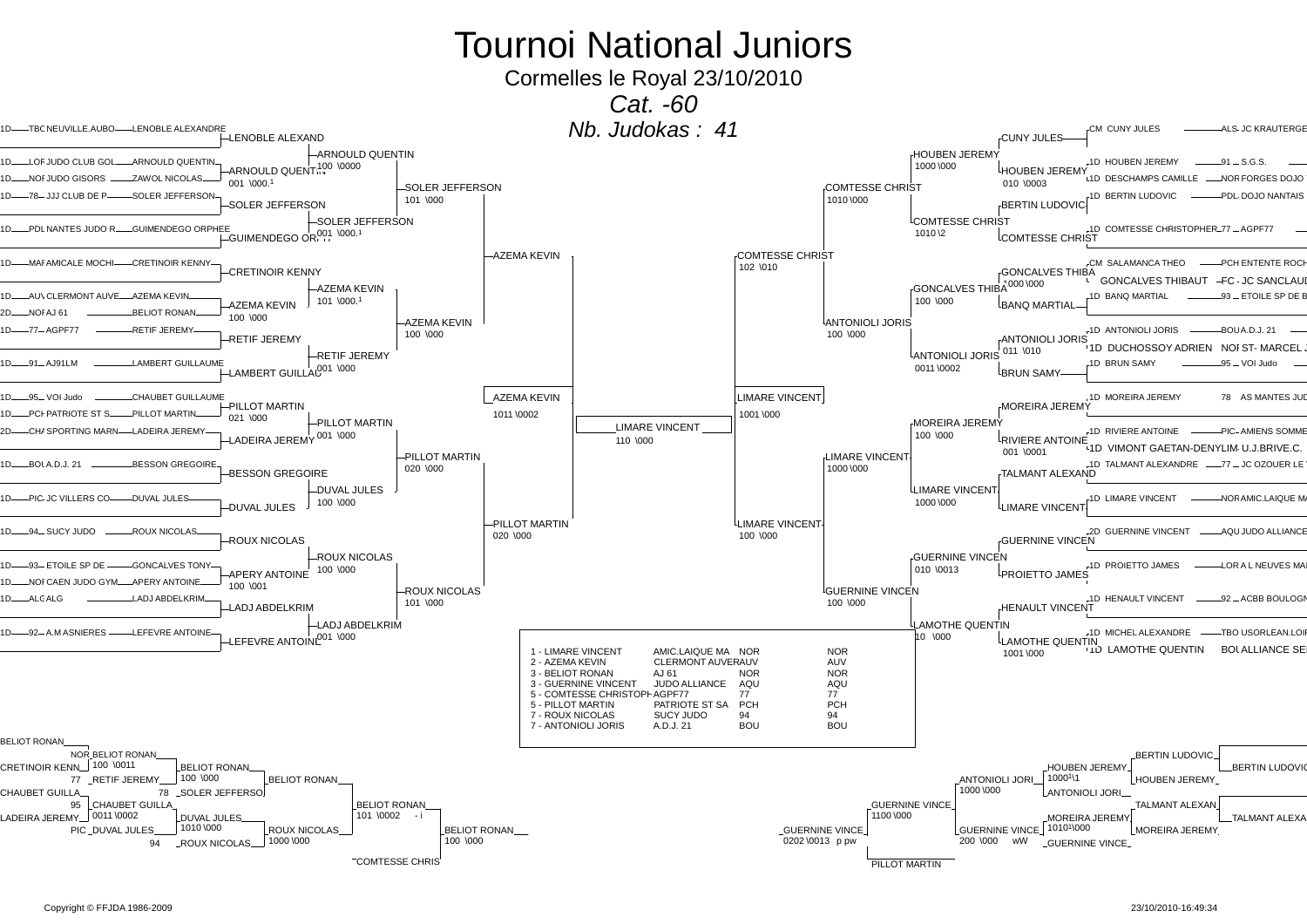# Tournoi National Juniors

## Cormelles le Royal 23/10/2010

### *Cat. -60*

### *Nb. Judokas : 41*

**Tableau gauche**

| Niveau | Club | Nom |
|---|---|---|
| 1D TBC | NEUVILLE.AUBO | LENOBLE ALEXANDRE |
| 1D LOR | JUDO CLUB GOL | ARNOULD QUENTIN |
| 1D NOR | JUDO GISORS | ZAWOL NICOLAS |
| 1D 78 | JJJ CLUB DE P | SOLER JEFFERSON |
| 1D PDL | NANTES JUDO R | GUIMENDEGO ORPHEE |
| 1D MAR | AMICALE MOCHI | CRETINOIR KENNY |
| 1D AUV | CLERMONT AUVE | AZEMA KEVIN |
| 2D NOR | AJ 61 | BELIOT RONAN |
| 1D 77 | AGPF77 | RETIF JEREMY |
| 1D 91 | AJ91LM | LAMBERT GUILLAUME |
| 1D 95 | VOI Judo | CHAUBET GUILLAUME |
| 1D PCH | PATRIOTE ST S | PILLOT MARTIN |
| 2D CHA | SPORTING MARN | LADEIRA JEREMY |
| 1D BOU | A.D.J. 21 | BESSON GREGOIRE |
| 1D PIC | JC VILLERS CO | DUVAL JULES |
| 1D 94 | SUCY JUDO | ROUX NICOLAS |
| 1D 93 | ETOILE SP DE | GONCALVES TONY |
| 1D NOR | CAEN JUDO GYM | APERY ANTOINE |
| 1D ALG | ALG | LADJ ABDELKRIM |
| 1D 92 | A.M ASNIERES | LEFEVRE ANTOINE |

Tour 1 : LENOBLE ALEXAND ; ARNOULD QUENTIN (001 \000.1) ; SOLER JEFFERSON ; GUIMENDEGO ORPHEE ; CRETINOIR KENNY ; AZEMA KEVIN (100 \000) ; RETIF JEREMY ; LAMBERT GUILLAU ; PILLOT MARTIN (021 \000) ; LADEIRA JEREMY ; BESSON GREGOIRE ; DUVAL JULES ; ROUX NICOLAS ; APERY ANTOINE (100 \001) ; LADJ ABDELKRIM ; LEFEVRE ANTOINE

Tour 2 : ARNOULD QUENTIN (100 \0000) ; SOLER JEFFERSON (001 \000.1) ; AZEMA KEVIN (101 \000.1) ; RETIF JEREMY (001 \000) ; PILLOT MARTIN (001 \000) ; DUVAL JULES (100 \000) ; ROUX NICOLAS (100 \000) ; LADJ ABDELKRIM (001 \000)

Tour 3 : SOLER JEFFERSON (101 \000) ; AZEMA KEVIN (100 \000) ; PILLOT MARTIN (020 \000) ; ROUX NICOLAS (101 \000)

Quart : AZEMA KEVIN ; PILLOT MARTIN (020 \000)

Demi-finale : AZEMA KEVIN (1011 \0002)

**Finale : LIMARE VINCENT (110 \000)**

**Tableau droit**

| Niveau | Nom | Club |
|---|---|---|
| CM | CUNY JULES | ALS JC KRAUTERGE |
| 1D | HOUBEN JEREMY | 91 S.G.S. |
| 1D | DESCHAMPS CAMILLE | NOR FORGES DOJO |
| 1D | BERTIN LUDOVIC | PDL DOJO NANTAIS |
| 1D | COMTESSE CHRISTOPHER | 77 AGPF77 |
| CM | SALAMANCA THEO | PCH ENTENTE ROCH |
| | GONCALVES THIBAUT | FC JC SANCLAUD |
| 1D | BANQ MARTIAL | 93 ETOILE SP DE B |
| 1D | ANTONIOLI JORIS | BOU A.D.J. 21 |
| 1D | DUCHOSSOY ADRIEN | NOR ST- MARCEL J |
| 1D | BRUN SAMY | 95 VOI Judo |
| 1D | MOREIRA JEREMY | 78 AS MANTES JUD |
| 1D | RIVIERE ANTOINE | PIC AMIENS SOMME |
| 1D | VIMONT GAETAN-DENY | LIM U.J.BRIVE.C. |
| 1D | TALMANT ALEXANDRE | 77 JC OZOUER LE |
| 1D | LIMARE VINCENT | NOR AMIC.LAIQUE MA |
| 2D | GUERNINE VINCENT | AQU JUDO ALLIANCE |
| 1D | PROIETTO JAMES | LOR A L NEUVES MAI |
| 1D | HENAULT VINCENT | 92 ACBB BOULOGN |
| 1D | MICHEL ALEXANDRE | TBO USORLEAN.LOIR |
| 1D | LAMOTHE QUENTIN | BOU ALLIANCE SE |

Tour 1 : CUNY JULES ; HOUBEN JEREMY (010 \0003) ; BERTIN LUDOVIC ; COMTESSE CHRIST ; GONCALVES THIBA (1000 \000) ; BANQ MARTIAL ; ANTONIOLI JORIS (011 \010) ; BRUN SAMY ; MOREIRA JEREMY ; RIVIERE ANTOINE (001 \0001) ; TALMANT ALEXAND ; LIMARE VINCENT ; GUERNINE VINCEN ; PROIETTO JAMES ; HENAULT VINCENT ; LAMOTHE QUENTIN (1001 \000)

Tour 2 : HOUBEN JEREMY (1000 \000) ; COMTESSE CHRIST (1010 \2) ; GONCALVES THIBA (100 \000) ; ANTONIOLI JORIS (0011 \0002) ; MOREIRA JEREMY (100 \000) ; LIMARE VINCENT (1000 \000) ; GUERNINE VINCEN (010 \0013) ; LAMOTHE QUENTIN (10 \000)

Tour 3 : COMTESSE CHRIST (1010 \000) ; ANTONIOLI JORIS (100 \000) ; LIMARE VINCENT (1000 \000) ; GUERNINE VINCEN (100 \000)

Quart : COMTESSE CHRIST (102 \010) ; LIMARE VINCENT (100 \000)

Demi-finale : LIMARE VINCENT (1001 \000)

**Classement**

| Rang | Nom | Club | Ligue | |
|---|---|---|---|---|
| 1 | LIMARE VINCENT | AMIC.LAIQUE MA | NOR | NOR |
| 2 | AZEMA KEVIN | CLERMONT AUVER | AUV | AUV |
| 3 | BELIOT RONAN | AJ 61 | NOR | NOR |
| 3 | GUERNINE VINCENT | JUDO ALLIANCE | AQU | AQU |
| 5 | COMTESSE CHRISTOPH | AGPF77 | 77 | 77 |
| 5 | PILLOT MARTIN | PATRIOTE ST SA | PCH | PCH |
| 7 | ROUX NICOLAS | SUCY JUDO | 94 | 94 |
| 7 | ANTONIOLI JORIS | A.D.J. 21 | BOU | BOU |

**Repêchages gauche**

BELIOT RONAN (NOR) ; CRETINOIR KENN ; RETIF JEREMY (77) ; CHAUBET GUILLA (95) ; LADEIRA JEREMY ; DUVAL JULES (PIC) ; SOLER JEFFERSO (78) ; ROUX NICOLAS (94)

- BELIOT RONAN (100 \0011) ; CHAUBET GUILLA (0011 \0002)
- BELIOT RONAN (100 \000) ; DUVAL JULES (1010 \000)
- BELIOT RONAN ; ROUX NICOLAS (1000 \000)
- BELIOT RONAN (101 \0002 - i) ; COMTESSE CHRIS
- BELIOT RONAN (100 \000)

**Repêchages droit**

BERTIN LUDOVIC ; HOUBEN JEREMY ; ANTONIOLI JORI ; TALMANT ALEXAN ; MOREIRA JEREMY ; GUERNINE VINCE

- HOUBEN JEREMY (1000 \1) ; MOREIRA JEREMY (1010 \000)
- ANTONIOLI JORI (1000 \000) ; GUERNINE VINCE (200 \000 wW)
- GUERNINE VINCE (1100 \000) ; PILLOT MARTIN
- GUERNINE VINCE (0202 \0013 p pw)

Copyright © FFJDA 1986-2009

23/10/2010-16:49:34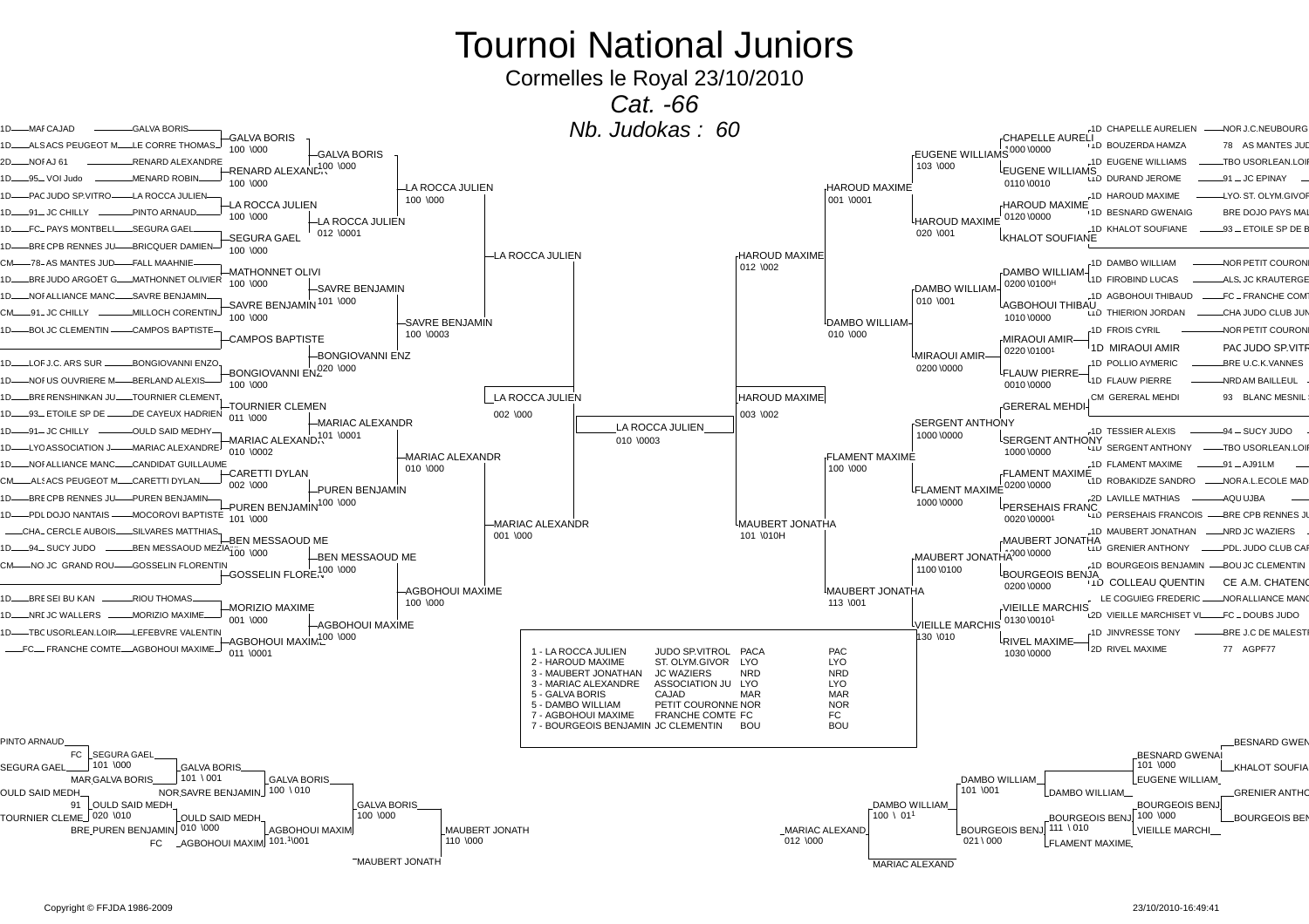# Tournoi National Juniors

Cormelles le Royal 23/10/2010

*Cat. -66*

*Nb. Judokas : 60*

## Tableau principal – Partie gauche

| Grade | Ligue | Club | Judoka |
|---|---|---|---|
| 1D | MAR | CAJAD | GALVA BORIS |
| 1D | ALS | ACS PEUGEOT M | LE CORRE THOMAS |
| 2D | NOR | AJ 61 | RENARD ALEXANDRE |
| 1D | 95 | VOI Judo | MENARD ROBIN |
| 1D | PAC | JUDO SP.VITRO | LA ROCCA JULIEN |
| 1D | 91 | JC CHILLY | PINTO ARNAUD |
| 1D | FC | PAYS MONTBELI | SEGURA GAEL |
| 1D | BRE | CPB RENNES JU | BRICQUER DAMIEN |
| CM | 78 | AS MANTES JUD | FALL MAAHNIE |
| 1D | BRE | JUDO ARGOËT G | MATHONNET OLIVIER |
| 1D | NOR | ALLIANCE MANC | SAVRE BENJAMIN |
| CM | 91 | JC CHILLY | MILLOCH CORENTIN |
| 1D | BOU | JC CLEMENTIN | CAMPOS BAPTISTE |
| 1D | LOR | J.C. ARS SUR | BONGIOVANNI ENZO |
| 1D | NOR | US OUVRIERE M | BERLAND ALEXIS |
| 1D | BRE | RENSHINKAN JU | TOURNIER CLEMENT |
| 1D | 93 | ETOILE SP DE | DE CAYEUX HADRIEN |
| 1D | 91 | JC CHILLY | OULD SAID MEDHY |
| 1D | LYO | ASSOCIATION J | MARIAC ALEXANDRE |
| 1D | NOR | ALLIANCE MANC | CANDIDAT GUILLAUME |
| CM | ALS | ACS PEUGEOT M | CARETTI DYLAN |
| 1D | BRE | CPB RENNES JU | PUREN BENJAMIN |
| 1D | PDL | DOJO NANTAIS | MOCOROVI BAPTISTE |
| | CHA | CERCLE AUBOIS | SILVARES MATTHIAS |
| 1D | 94 | SUCY JUDO | BEN MESSAOUD MEZIA |
| CM | NOR | JC GRAND ROU | GOSSELIN FLORENTIN |
| 1D | BRE | SEI BU KAN | RIOU THOMAS |
| 1D | NRD | JC WALLERS | MORIZIO MAXIME |
| 1D | TBO | USORLEAN.LOIR | LEFEBVRE VALENTIN |
| | FC | FRANCHE COMTE | AGBOHOUI MAXIME |

### 1er tour

- GALVA BORIS — 100 \000
- RENARD ALEXANDRE — 100 \000
- LA ROCCA JULIEN — 100 \000
- SEGURA GAEL — 100 \000
- MATHONNET OLIVI — 100 \000
- SAVRE BENJAMIN — 100 \000
- CAMPOS BAPTISTE
- BONGIOVANNI ENZ — 100 \000
- TOURNIER CLEMEN — 011 \000
- MARIAC ALEXANDR — 010 \0002
- CARETTI DYLAN — 002 \000
- PUREN BENJAMIN — 101 \000
- BEN MESSAOUD ME — 100 \000
- GOSSELIN FLOREN
- MORIZIO MAXIME — 001 \000
- AGBOHOUI MAXIME — 011 \0001

### 2e tour

- GALVA BORIS — 100 \000
- LA ROCCA JULIEN — 012 \0001
- SAVRE BENJAMIN — 101 \000
- BONGIOVANNI ENZ — 020 \000
- MARIAC ALEXANDR — 101 \0001
- PUREN BENJAMIN — 100 \000
- BEN MESSAOUD ME — 100 \000
- AGBOHOUI MAXIME — 100 \000

### 3e tour

- LA ROCCA JULIEN — 100 \000
- SAVRE BENJAMIN — 100 \0003
- MARIAC ALEXANDR — 010 \000
- AGBOHOUI MAXIME — 100 \000

### Quart de finale

- LA ROCCA JULIEN
- MARIAC ALEXANDR — 001 \000

### Demi-finale

- LA ROCCA JULIEN — 002 \000

## Finale

- LA ROCCA JULIEN — 010 \0003

## Tableau principal – Partie droite

| Grade | Judoka | Ligue | Club |
|---|---|---|---|
| 1D | CHAPELLE AURELIEN | NOR | J.C.NEUBOURG |
| 1D | BOUZERDA HAMZA | 78 | AS MANTES JUD |
| 1D | EUGENE WILLIAMS | TBO | USORLEAN.LOIR |
| 1D | DURAND JEROME | 91 | JC EPINAY |
| 1D | HAROUD MAXIME | LYO | ST. OLYM.GIVOR |
| 1D | BESNARD GWENAIG | BRE | DOJO PAYS MAL |
| 1D | KHALOT SOUFIANE | 93 | ETOILE SP DE B |
| 1D | DAMBO WILLIAM | NOR | PETIT COURONI |
| 1D | FIROBIND LUCAS | ALS | JC KRAUTERGE |
| 1D | AGBOHOUI THIBAUD | FC | FRANCHE COMT |
| 1D | THIERION JORDAN | CHA | JUDO CLUB JUN |
| 1D | FROIS CYRIL | NOR | PETIT COURONI |
| 1D | MIRAOUI AMIR | PAC | JUDO SP.VITR |
| 1D | POLLIO AYMERIC | BRE | U.C.K.VANNES |
| 1D | FLAUW PIERRE | NRD | AM BAILLEUL |
| CM | GERERAL MEHDI | 93 | BLANC MESNIL |
| 1D | TESSIER ALEXIS | 94 | SUCY JUDO |
| 1D | SERGENT ANTHONY | TBO | USORLEAN.LOIR |
| 1D | FLAMENT MAXIME | 91 | AJ91LM |
| 1D | ROBAKIDZE SANDRO | NOR | A.L.ECOLE MAD |
| 2D | LAVILLE MATHIAS | AQU | UJBA |
| 1D | PERSEHAIS FRANCOIS | BRE | CPB RENNES JU |
| 1D | MAUBERT JONATHAN | NRD | JC WAZIERS |
| 1D | GRENIER ANTHONY | PDL | JUDO CLUB CAR |
| 1D | BOURGEOIS BENJAMIN | BOU | JC CLEMENTIN |
| 1D | COLLEAU QUENTIN | CE | A.M. CHATENC |
| | LE COGUIEG FREDERIC | NOR | ALLIANCE MANC |
| 2D | VIEILLE MARCHISET VI | FC | DOUBS JUDO |
| 1D | JINVRESSE TONY | BRE | J.C DE MALESTI |
| 2D | RIVEL MAXIME | 77 | AGPF77 |

### 1er tour

- CHAPELLE AURELI — 1000 \0000
- EUGENE WILLIAMS — 0110 \0010
- HAROUD MAXIME — 0120 \0000
- KHALOT SOUFIANE
- DAMBO WILLIAM — 0200 \0100H
- AGBOHOUI THIBAU — 1010 \0000
- MIRAOUI AMIR — 0220 \01001
- FLAUW PIERRE — 0010 \0000
- GERERAL MEHDI
- SERGENT ANTHONY — 1000 \0000
- FLAMENT MAXIME — 0200 \0000
- PERSEHAIS FRANC — 0020 \00001
- MAUBERT JONATHA — 1000 \0000
- BOURGEOIS BENJA — 0200 \0000
- VIEILLE MARCHIS — 0130 \00101
- RIVEL MAXIME — 1030 \0000

### 2e tour

- EUGENE WILLIAMS — 103 \000
- HAROUD MAXIME — 020 \001
- DAMBO WILLIAM — 010 \001
- MIRAOUI AMIR — 0200 \0000
- SERGENT ANTHONY — 1000 \0000
- FLAMENT MAXIME — 1000 \0000
- MAUBERT JONATHA — 1100 \0100
- VIEILLE MARCHIS — 130 \010

### 3e tour

- HAROUD MAXIME — 001 \0001
- DAMBO WILLIAM — 010 \000
- FLAMENT MAXIME — 100 \000
- MAUBERT JONATHA — 113 \001

### Quart de finale

- HAROUD MAXIME — 012 \002
- MAUBERT JONATHA — 101 \010H

### Demi-finale

- HAROUD MAXIME — 003 \002

## Classement

| Place | Nom | Club | Ligue | |
|---|---|---|---|---|
| 1 | LA ROCCA JULIEN | JUDO SP.VITROL | PACA | PAC |
| 2 | HAROUD MAXIME | ST. OLYM.GIVOR | LYO | LYO |
| 3 | MAUBERT JONATHAN | JC WAZIERS | NRD | NRD |
| 3 | MARIAC ALEXANDRE | ASSOCIATION JU | LYO | LYO |
| 5 | GALVA BORIS | CAJAD | MAR | MAR |
| 5 | DAMBO WILLIAM | PETIT COURONNE | NOR | NOR |
| 7 | AGBOHOUI MAXIME | FRANCHE COMTE | FC | FC |
| 7 | BOURGEOIS BENJAMIN | JC CLEMENTIN | BOU | BOU |

## Repêchages – Partie gauche

- PINTO ARNAUD
- SEGURA GAEL — FC SEGURA GAEL — 101 \000
- MAR GALVA BORIS
- GALVA BORIS — 101 \ 001
- NOR SAVRE BENJAMIN
- GALVA BORIS — 100 \ 010
- OULD SAID MEDH — 91 OULD SAID MEDH — 020 \010
- TOURNIER CLEME
- BRE PUREN BENJAMIN
- OULD SAID MEDH — 010 \000
- FC AGBOHOUI MAXIM
- GALVA BORIS — 100 \000
- AGBOHOUI MAXIM — 101.1\001
- MAUBERT JONATH — 110 \000
- MAUBERT JONATH

## Repêchages – Partie droite

- BESNARD GWEN
- BESNARD GWENAI — 101 \000
- KHALOT SOUFIA
- EUGENE WILLIAM
- DAMBO WILLIAM — 101 \001
- DAMBO WILLIAM
- GRENIER ANTHO
- BOURGEOIS BENJ — 100 \000
- BOURGEOIS BEN
- VIEILLE MARCHI
- BOURGEOIS BENJ — 111 \ 010
- FLAMENT MAXIME
- DAMBO WILLIAM — 100 \ 011
- BOURGEOIS BENJ — 021 \ 000
- MARIAC ALEXAND — 012 \000
- MARIAC ALEXAND

Copyright © FFJDA 1986-2009

23/10/2010-16:49:41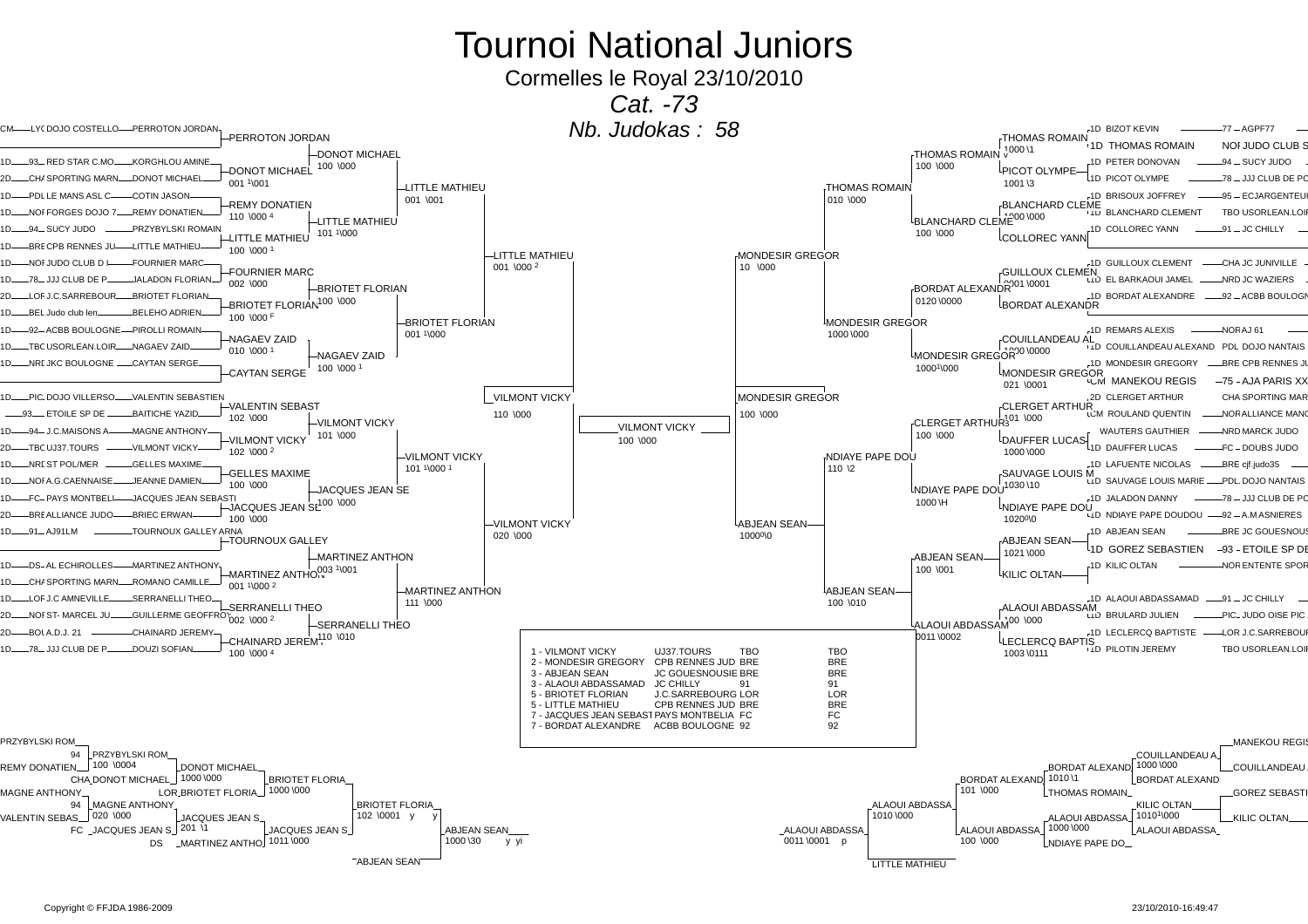# Tournoi National Juniors

Cormelles le Royal 23/10/2010

*Cat. -73*

*Nb. Judokas : 58*

| Classement | Nom | Club | Ligue | |
|---|---|---|---|---|
| 1 | VILMONT VICKY | UJ37.TOURS | TBO | TBO |
| 2 | MONDESIR GREGORY | CPB RENNES JUD | BRE | BRE |
| 3 | ABJEAN SEAN | JC GOUESNOUSIE | BRE | BRE |
| 3 | ALAOUI ABDASSAMAD | JC CHILLY | 91 | 91 |
| 5 | BRIOTET FLORIAN | J.C.SARREBOURG | LOR | LOR |
| 5 | LITTLE MATHIEU | CPB RENNES JUD | BRE | BRE |
| 7 | JACQUES JEAN SEBAST | PAYS MONTBELIA | FC | FC |
| 7 | BORDAT ALEXANDRE | ACBB BOULOGNE | 92 | 92 |

## Tableau principal (partie gauche)

| Ligue | Club | Judoka | 1er tour | 2e tour | Quart | Demi |
|---|---|---|---|---|---|---|
| CM / LYO | DOJO COSTELLO | PERROTON JORDAN | PERROTON JORDAN | DONOT MICHAEL 100 \000 | LITTLE MATHIEU 001 \001 | LITTLE MATHIEU 001 \000 2 |
| 1D 93 | RED STAR C.MO | KORGHLOU AMINE | DONOT MICHAEL 001 1\001 | | | |
| 2D CHA | SPORTING MARN | DONOT MICHAEL | | | | |
| 1D PDL | LE MANS ASL C | COTIN JASON | REMY DONATIEN 110 \000 4 | LITTLE MATHIEU 101 1\000 | | |
| 1D NOR | FORGES DOJO 7 | REMY DONATIEN | | | | |
| 1D 94 | SUCY JUDO | PRZYBYLSKI ROMAIN | LITTLE MATHIEU 100 \000 1 | | | |
| 1D BRE | CPB RENNES JU | LITTLE MATHIEU | | | | |
| 1D NOR | JUDO CLUB D | FOURNIER MARC | FOURNIER MARC 002 \000 | BRIOTET FLORIAN 100 \000 | BRIOTET FLORIAN 001 1\000 | |
| 1D 78 | JJJ CLUB DE P | JALADON FLORIAN | | | | |
| 2D LOR | J.C.SARREBOUR | BRIOTET FLORIAN | BRIOTET FLORIAN 100 \000 F | | | |
| 1D BEL | Judo club len | BELEHO ADRIEN | | | | |
| 1D 92 | ACBB BOULOGNE | PIROLLI ROMAIN | NAGAEV ZAID 010 \000 1 | NAGAEV ZAID 100 \000 1 | | |
| 1D TBO | USORLEAN.LOIR | NAGAEV ZAID | | | | |
| 1D NRD | JKC BOULOGNE | CAYTAN SERGE | CAYTAN SERGE | | | |
| 1D PIC | DOJO VILLERSO | VALENTIN SEBASTIEN | VALENTIN SEBAST 102 \000 | VILMONT VICKY 101 \000 | VILMONT VICKY 101 1\000 1 | VILMONT VICKY 110 \000 |
| 93 | ETOILE SP DE | BAITICHE YAZID | | | | |
| 1D 94 | J.C.MAISONS A | MAGNE ANTHONY | VILMONT VICKY 102 \000 2 | | | |
| 2D TBO | UJ37.TOURS | VILMONT VICKY | | | | |
| 1D NRD | ST POL/MER | GELLES MAXIME | GELLES MAXIME 100 \000 | JACQUES JEAN SE 100 \000 | | |
| 1D NOR | A.G.CAENNAISE | JEANNE DAMIEN | | | | |
| 1D FC | PAYS MONTBELI | JACQUES JEAN SEBASTI | JACQUES JEAN SE 100 \000 | | | |
| 2D BRE | ALLIANCE JUDO | BRIEC ERWAN | | | | |
| 1D 91 | AJ91LM | TOURNOUX GALLEY ARNA | TOURNOUX GALLEY | | MARTINEZ ANTHON 111 \000 | VILMONT VICKY 020 \000 |
| 1D DS | AL ECHIROLLES | MARTINEZ ANTHONY | MARTINEZ ANTHON 001 1\000 2 | MARTINEZ ANTHON 003 1\001 | | |
| 1D CHA | SPORTING MARN | ROMANO CAMILLE | | | | |
| 1D LOR | J.C AMNEVILLE | SERRANELLI THEO | SERRANELLI THEO 002 \000 2 | SERRANELLI THEO 110 \010 | | |
| 2D NOR | ST- MARCEL JU | GUILLERME GEOFFROY | | | | |
| 2D BOU | A.D.J. 21 | CHAINARD JEREMY | CHAINARD JEREMY 100 \000 4 | | | |
| 1D 78 | JJJ CLUB DE P | DOUZI SOFIAN | | | | |

**Finale :** VILMONT VICKY 100 \000

## Tableau principal (partie droite)

| Demi | Quart | 2e tour | 1er tour | Judoka | Ligue | Club |
|---|---|---|---|---|---|---|
| MONDESIR GREGOR 10 \000 | THOMAS ROMAIN 010 \000 | THOMAS ROMAIN 100 \000 | THOMAS ROMAIN 1000 \1 | 1D BIZOT KEVIN | 77 | AGPF77 |
| | | | | 1D THOMAS ROMAIN | NOR | JUDO CLUB S |
| | | | PICOT OLYMPE 1001 \3 | 1D PETER DONOVAN | 94 | SUCY JUDO |
| | | | | 1D PICOT OLYMPE | 78 | JJJ CLUB DE PO |
| | | BLANCHARD CLEME 100 \000 | BLANCHARD CLEME 1000 \000 | 1D BRISOUX JOFFREY | 95 | ECJARGENTEUI |
| | | | | 1D BLANCHARD CLEMENT | TBO | USORLEAN.LOIR |
| | | | COLLOREC YANN | 1D COLLOREC YANN | 91 | JC CHILLY |
| | MONDESIR GREGOR 1000 \000 | BORDAT ALEXANDR 0120 \0000 | GUILLOUX CLEMEN 0001 \0001 | 1D GUILLOUX CLEMENT | CHA | JC JUNIVILLE |
| | | | | 1D EL BARKAOUI JAMEL | NRD | JC WAZIERS |
| | | | BORDAT ALEXANDR | 1D BORDAT ALEXANDRE | 92 | ACBB BOULOGN |
| | | MONDESIR GREGOR 1000 1\000 | COUILLANDEAU AL 1000 \0000 | 1D REMARS ALEXIS | NOR | AJ 61 |
| | | | | 1D COUILLANDEAU ALEXAND | PDL | DOJO NANTAIS |
| | | | MONDESIR GREGOR 021 \0001 | 1D MONDESIR GREGORY | BRE | CPB RENNES JU |
| | | | | CM MANEKOU REGIS | 75 | AJA PARIS XX |
| MONDESIR GREGOR 100 \000 | NDIAYE PAPE DOU 110 \2 | CLERGET ARTHUR 100 \000 | CLERGET ARTHUR 101 \000 | 2D CLERGET ARTHUR | CHA | SPORTING MAR |
| | | | | CM ROULAND QUENTIN | NOR | ALLIANCE MANC |
| | | | DAUFFER LUCAS 1000 \000 | WAUTERS GAUTHIER | NRD | MARCK JUDO |
| | | | | 1D DAUFFER LUCAS | FC | DOUBS JUDO |
| | | NDIAYE PAPE DOU 1000 \H | SAUVAGE LOUIS M 1030 \10 | 1D LAFUENTE NICOLAS | BRE | cjf.judo35 |
| | | | | 1D SAUVAGE LOUIS MARIE | PDL | DOJO NANTAIS |
| | | | NDIAYE PAPE DOU 1020 0\0 | 1D JALADON DANNY | 78 | JJJ CLUB DE PO |
| | | | | 1D NDIAYE PAPE DOUDOU | 92 | A.M ASNIERES |
| ABJEAN SEAN 1000 0\0 | ABJEAN SEAN 100 \010 | ABJEAN SEAN 100 \001 | ABJEAN SEAN 1021 \000 | 1D ABJEAN SEAN | BRE | JC GOUESNOUS |
| | | | | 1D GOREZ SEBASTIEN | 93 | ETOILE SP DE |
| | | | KILIC OLTAN | 1D KILIC OLTAN | NOR | ENTENTE SPOR |
| | | ALAOUI ABDASSAM 0011 \0002 | ALAOUI ABDASSAM 100 \000 | 1D ALAOUI ABDASSAMAD | 91 | JC CHILLY |
| | | | | 1D BRULARD JULIEN | PIC | JUDO OISE PIC |
| | | | LECLERCQ BAPTIS 1003 \0111 | 1D LECLERCQ BAPTISTE | LOR | J.C.SARREBOUR |
| | | | | 1D PILOTIN JEREMY | TBO | USORLEAN.LOIR |

## Repêchages (gauche)

| Tour 1 | Tour 2 | Tour 3 | Tour 4 | Tour 5 |
|---|---|---|---|---|
| PRZYBYLSKI ROM / 94 PRZYBYLSKI ROM 100 \0004 | DONOT MICHAEL 1000 \000 | BRIOTET FLORIA 1000 \000 | BRIOTET FLORIA 102 \0001 y y | ABJEAN SEAN 1000 \30 y yi |
| REMY DONATIEN / CHA DONOT MICHAEL | LOR BRIOTET FLORIA | | | |
| MAGNE ANTHONY / 94 MAGNE ANTHONY 020 \000 | JACQUES JEAN S 201 \1 | JACQUES JEAN S 1011 \000 | | |
| VALENTIN SEBAS / FC JACQUES JEAN S | DS MARTINEZ ANTHO | | ABJEAN SEAN | |

## Repêchages (droite)

| Tour 5 | Tour 4 | Tour 3 | Tour 2 | Tour 1 |
|---|---|---|---|---|
| ALAOUI ABDASSA 0011 \0001 p | ALAOUI ABDASSA 1010 \000 | BORDAT ALEXAND 101 \000 | BORDAT ALEXAND 1010 \1 | COUILLANDEAU A 1000 \000 / BORDAT ALEXAND |
| | | | THOMAS ROMAIN | MANEKOU REGIS / COUILLANDEAU A |
| | | ALAOUI ABDASSA 100 \000 | ALAOUI ABDASSA 1000 \000 | KILIC OLTAN 1010 1\000 / ALAOUI ABDASSA |
| | LITTLE MATHIEU | | NDIAYE PAPE DO | GOREZ SEBASTI / KILIC OLTAN |

Copyright © FFJDA 1986-2009

23/10/2010-16:49:47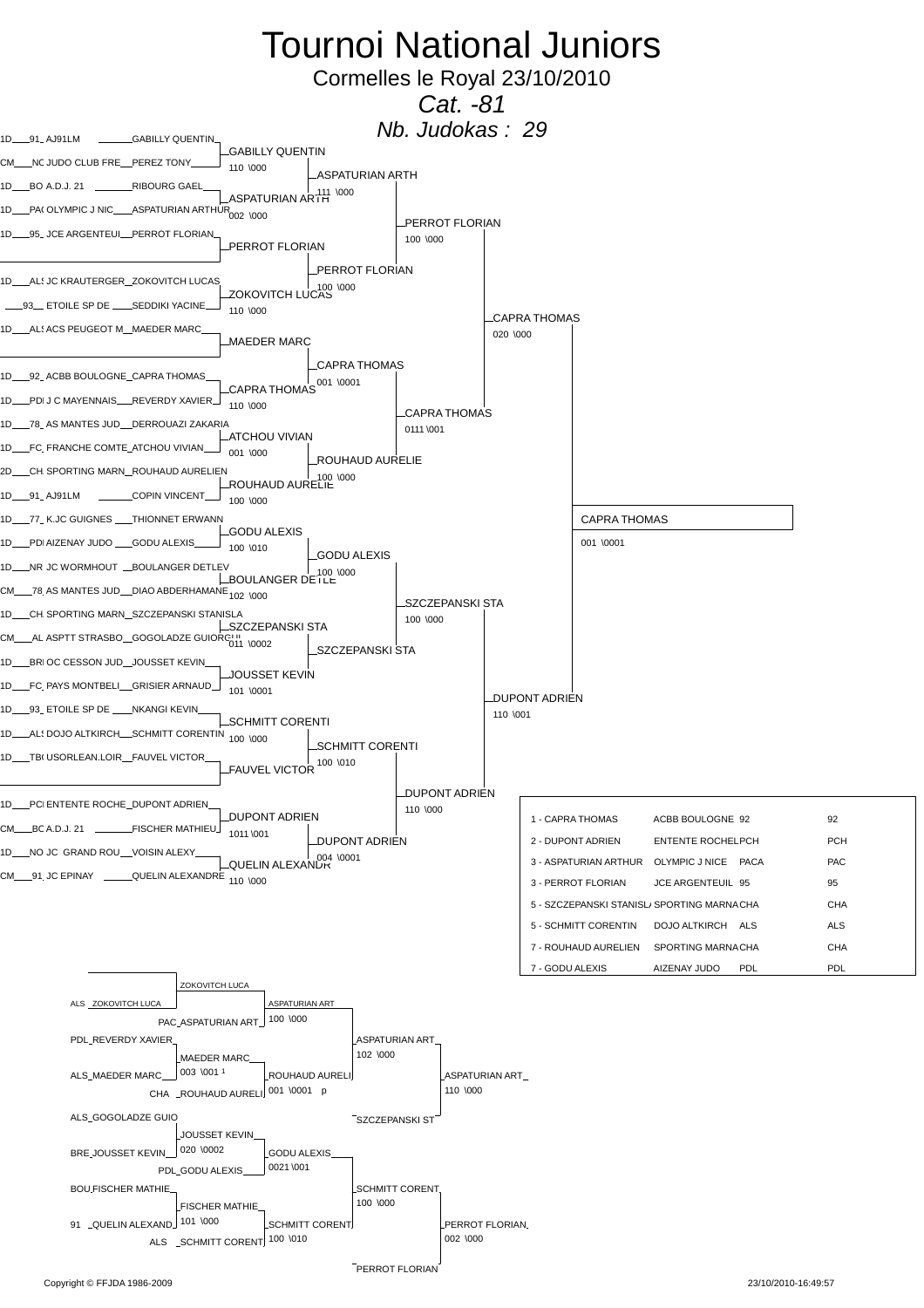# Tournoi National Juniors

Cormelles le Royal 23/10/2010

*Cat. -81*

*Nb. Judokas : 29*

## Tableau principal

| Grade | Comité | Club | Judoka |
|---|---|---|---|
| 1D | 91 | AJ91LM | GABILLY QUENTIN |
| CM | NO | JUDO CLUB FRE | PEREZ TONY |
| 1D | BO | A.D.J. 21 | RIBOURG GAEL |
| 1D | PAC | OLYMPIC J NIC | ASPATURIAN ARTHUR |
| 1D | 95 | JCE ARGENTEUI | PERROT FLORIAN |
| | | | |
| 1D | ALS | JC KRAUTERGER | ZOKOVITCH LUCAS |
| | 93 | ETOILE SP DE | SEDDIKI YACINE |
| 1D | ALS | ACS PEUGEOT M | MAEDER MARC |
| | | | |
| 1D | 92 | ACBB BOULOGNE | CAPRA THOMAS |
| 1D | PDL | J C MAYENNAIS | REVERDY XAVIER |
| 1D | 78 | AS MANTES JUD | DERROUAZI ZAKARIA |
| 1D | FC | FRANCHE COMTE | ATCHOU VIVIAN |
| 2D | CH | SPORTING MARN | ROUHAUD AURELIEN |
| 1D | 91 | AJ91LM | COPIN VINCENT |
| 1D | 77 | K.JC GUIGNES | THIONNET ERWANN |
| 1D | PDL | AIZENAY JUDO | GODU ALEXIS |
| 1D | NR | JC WORMHOUT | BOULANGER DETLEV |
| CM | 78 | AS MANTES JUD | DIAO ABDERHAMANE |
| 1D | CH | SPORTING MARN | SZCZEPANSKI STANISLA |
| CM | AL | ASPTT STRASBO | GOGOLADZE GUIORGUI |
| 1D | BRE | OC CESSON JUD | JOUSSET KEVIN |
| 1D | FC | PAYS MONTBELI | GRISIER ARNAUD |
| 1D | 93 | ETOILE SP DE | NKANGI KEVIN |
| 1D | ALS | DOJO ALTKIRCH | SCHMITT CORENTIN |
| 1D | TBO | USORLEAN.LOIR | FAUVEL VICTOR |
| | | | |
| 1D | PCH | ENTENTE ROCHE | DUPONT ADRIEN |
| CM | BO | A.D.J. 21 | FISCHER MATHIEU |
| 1D | NO | JC GRAND ROU | VOISIN ALEXY |
| CM | 91 | JC EPINAY | QUELIN ALEXANDRE |

### 1er tour

- GABILLY QUENTIN — 110 \000
- ASPATURIAN ARTH — 002 \000
- PERROT FLORIAN
- ZOKOVITCH LUCAS — 110 \000
- MAEDER MARC
- CAPRA THOMAS — 110 \000
- ATCHOU VIVIAN — 001 \000
- ROUHAUD AURELIE — 100 \000
- GODU ALEXIS — 100 \010
- BOULANGER DETLE — 102 \000
- SZCZEPANSKI STA — 011 \0002
- JOUSSET KEVIN — 101 \0001
- SCHMITT CORENTI — 100 \000
- FAUVEL VICTOR
- DUPONT ADRIEN — 1011 \001
- QUELIN ALEXANDR — 110 \000

### 2e tour

- ASPATURIAN ARTH — 111 \000
- PERROT FLORIAN — 100 \000
- CAPRA THOMAS — 001 \0001
- ROUHAUD AURELIE — 100 \000
- GODU ALEXIS — 100 \000
- SZCZEPANSKI STA
- SCHMITT CORENTI — 100 \010
- DUPONT ADRIEN — 004 \0001

### Quarts de finale

- PERROT FLORIAN — 100 \000
- CAPRA THOMAS — 0111 \001
- SZCZEPANSKI STA — 100 \000
- DUPONT ADRIEN — 110 \000

### Demi-finales

- CAPRA THOMAS — 020 \000
- DUPONT ADRIEN — 110 \001

### Finale

- CAPRA THOMAS — 001 \0001

## Classement

| Place | Judoka | Club | Comité | |
|---|---|---|---|---|
| 1 | CAPRA THOMAS | ACBB BOULOGNE | 92 | 92 |
| 2 | DUPONT ADRIEN | ENTENTE ROCHEL | PCH | PCH |
| 3 | ASPATURIAN ARTHUR | OLYMPIC J NICE | PACA | PAC |
| 3 | PERROT FLORIAN | JCE ARGENTEUIL | 95 | 95 |
| 5 | SZCZEPANSKI STANISLA | SPORTING MARNA | CHA | CHA |
| 5 | SCHMITT CORENTIN | DOJO ALTKIRCH | ALS | ALS |
| 7 | ROUHAUD AURELIEN | SPORTING MARNA | CHA | CHA |
| 7 | GODU ALEXIS | AIZENAY JUDO | PDL | PDL |

## Repêchages

- ZOKOVITCH LUCA
- ALS ZOKOVITCH LUCA / PAC ASPATURIAN ART → ASPATURIAN ART — 100 \000
- PDL REVERDY XAVIER / ALS MAEDER MARC → MAEDER MARC — 003 \001 1
- MAEDER MARC / CHA ROUHAUD AURELI → ROUHAUD AURELI — 001 \0001 p
- ASPATURIAN ART / ROUHAUD AURELI → ASPATURIAN ART — 102 \000
- ASPATURIAN ART / SZCZEPANSKI ST → ASPATURIAN ART — 110 \000
- ALS GOGOLADZE GUIO / BRE JOUSSET KEVIN → JOUSSET KEVIN — 020 \0002
- JOUSSET KEVIN / PDL GODU ALEXIS → GODU ALEXIS — 0021 \001
- BOU FISCHER MATHIE / 91 QUELIN ALEXAND → FISCHER MATHIE — 101 \000
- FISCHER MATHIE / ALS SCHMITT CORENT → SCHMITT CORENT — 100 \010
- GODU ALEXIS / SCHMITT CORENT → SCHMITT CORENT — 100 \000
- SCHMITT CORENT / PERROT FLORIAN → PERROT FLORIAN — 002 \000

Copyright © FFJDA 1986-2009

23/10/2010-16:49:57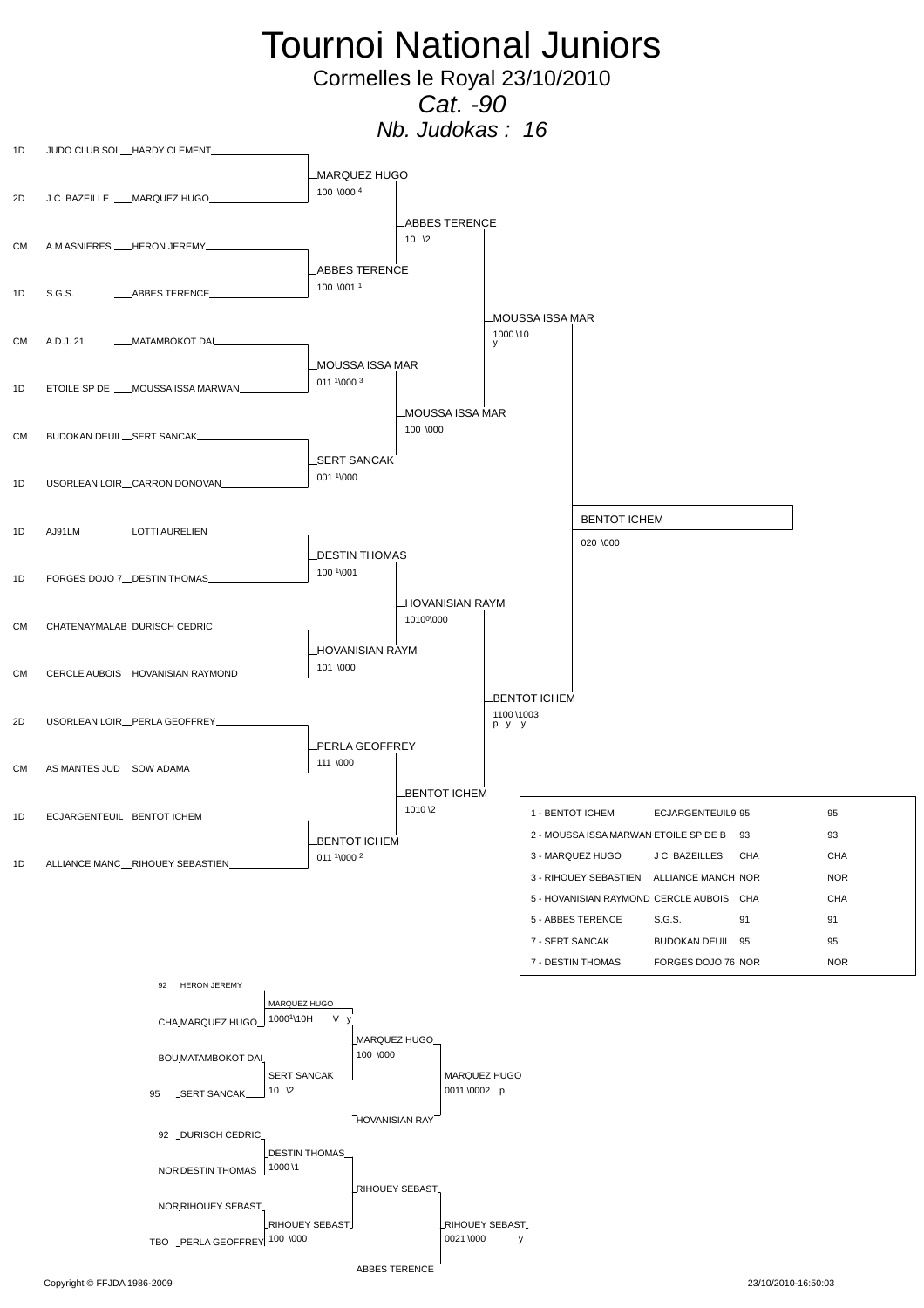# Tournoi National Juniors

## Cormelles le Royal 23/10/2010

## *Cat. -90*

## *Nb. Judokas : 16*

### Tableau principal

| Grade | Club | Judoka |
|---|---|---|
| 1D | JUDO CLUB SOL | HARDY CLEMENT |
| 2D | J C BAZEILLE | MARQUEZ HUGO |
| CM | A.M ASNIERES | HERON JEREMY |
| 1D | S.G.S. | ABBES TERENCE |
| CM | A.D.J. 21 | MATAMBOKOT DAI |
| 1D | ETOILE SP DE | MOUSSA ISSA MARWAN |
| CM | BUDOKAN DEUIL | SERT SANCAK |
| 1D | USORLEAN.LOIR | CARRON DONOVAN |
| 1D | AJ91LM | LOTTI AURELIEN |
| 1D | FORGES DOJO 7 | DESTIN THOMAS |
| CM | CHATENAYMALAB | DURISCH CEDRIC |
| CM | CERCLE AUBOIS | HOVANISIAN RAYMOND |
| 2D | USORLEAN.LOIR | PERLA GEOFFREY |
| CM | AS MANTES JUD | SOW ADAMA |
| 1D | ECJARGENTEUIL | BENTOT ICHEM |
| 1D | ALLIANCE MANC | RIHOUEY SEBASTIEN |

Premier tour :
- MARQUEZ HUGO — 100 \000 4
- ABBES TERENCE — 100 \001 1
- MOUSSA ISSA MAR — 011 1\000 3
- SERT SANCAK — 001 1\000
- DESTIN THOMAS — 100 1\001
- HOVANISIAN RAYM — 101 \000
- PERLA GEOFFREY — 111 \000
- BENTOT ICHEM — 011 1\000 2

Quarts de finale :
- ABBES TERENCE — 10 \2
- MOUSSA ISSA MAR — 100 \000
- HOVANISIAN RAYM — 10100\000
- BENTOT ICHEM — 1010 \2

Demi-finales :
- MOUSSA ISSA MAR — 1000 \10 y
- BENTOT ICHEM — 1100 \1003 p y y

Finale :
- BENTOT ICHEM — 020 \000

### Classement

| Rang - Judoka | Club | | |
|---|---|---|---|
| 1 - BENTOT ICHEM | ECJARGENTEUIL9 | 95 | 95 |
| 2 - MOUSSA ISSA MARWAN | ETOILE SP DE B | 93 | 93 |
| 3 - MARQUEZ HUGO | J C BAZEILLES | CHA | CHA |
| 3 - RIHOUEY SEBASTIEN | ALLIANCE MANCH | NOR | NOR |
| 5 - HOVANISIAN RAYMOND | CERCLE AUBOIS | CHA | CHA |
| 5 - ABBES TERENCE | S.G.S. | 91 | 91 |
| 7 - SERT SANCAK | BUDOKAN DEUIL | 95 | 95 |
| 7 - DESTIN THOMAS | FORGES DOJO 76 | NOR | NOR |

### Repêchages

| Ligue | Judoka |
|---|---|
| 92 | HERON JEREMY |
| CHA | MARQUEZ HUGO |
| BOU | MATAMBOKOT DAI |
| 95 | SERT SANCAK |
| 92 | DURISCH CEDRIC |
| NOR | DESTIN THOMAS |
| NOR | RIHOUEY SEBAST |
| TBO | PERLA GEOFFREY |

- MARQUEZ HUGO — 10001\10H V y
- SERT SANCAK — 10 \2
- DESTIN THOMAS — 1000 \1
- RIHOUEY SEBAST — 100 \000
- MARQUEZ HUGO — 100 \000
- HOVANISIAN RAY
- RIHOUEY SEBAST
- ABBES TERENCE
- MARQUEZ HUGO — 0011 \0002 p
- RIHOUEY SEBAST — 0021 \000 y

Copyright © FFJDA 1986-2009 — 23/10/2010-16:50:03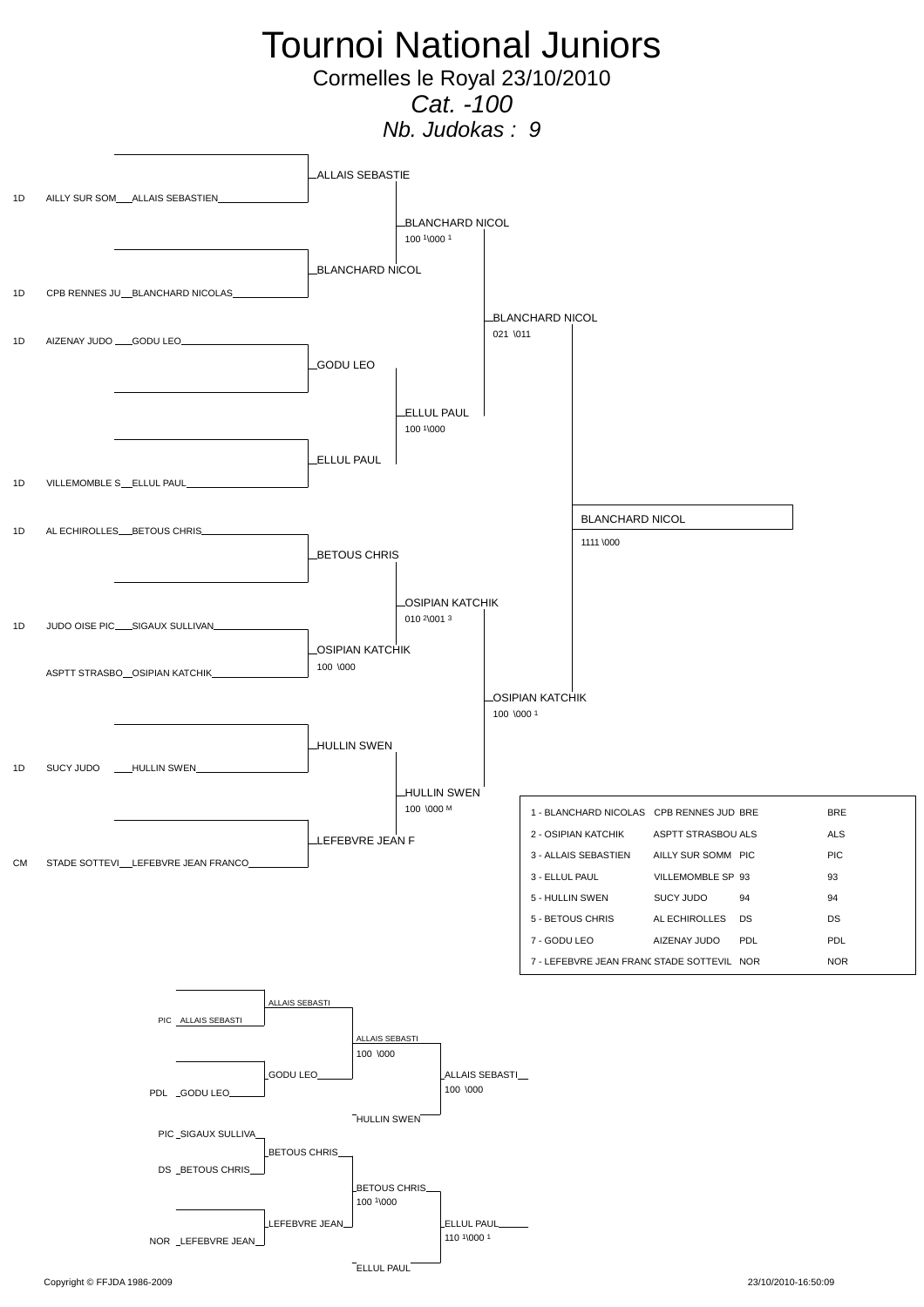# Tournoi National Juniors

## Cormelles le Royal 23/10/2010

### *Cat. -100*

### *Nb. Judokas : 9*

**Tableau principal**

| Grade | Club | Judoka |
|---|---|---|
| 1D | AILLY SUR SOM | ALLAIS SEBASTIEN |
| 1D | CPB RENNES JU | BLANCHARD NICOLAS |
| 1D | AIZENAY JUDO | GODU LEO |
| 1D | VILLEMOMBLE S | ELLUL PAUL |
| 1D | AL ECHIROLLES | BETOUS CHRIS |
| 1D | JUDO OISE PIC | SIGAUX SULLIVAN |
|  | ASPTT STRASBO | OSIPIAN KATCHIK |
| 1D | SUCY JUDO | HULLIN SWEN |
| CM | STADE SOTTEVI | LEFEBVRE JEAN FRANCO |

Premier tour :
- ALLAIS SEBASTIE
- BLANCHARD NICOL
- GODU LEO
- ELLUL PAUL
- BETOUS CHRIS
- OSIPIAN KATCHIK (100 \000) — contre SIGAUX SULLIVAN
- HULLIN SWEN
- LEFEBVRE JEAN F

Quarts de finale :
- BLANCHARD NICOL — 100 1\000 1
- ELLUL PAUL — 100 1\000
- OSIPIAN KATCHIK — 010 2\001 3
- HULLIN SWEN — 100 \000 M

Demi-finales :
- BLANCHARD NICOL — 021 \011
- OSIPIAN KATCHIK — 100 \000 1

Finale :
- BLANCHARD NICOL — 1111 \000

**Classement**

| Classement | Club | Ligue | |
|---|---|---|---|
| 1 - BLANCHARD NICOLAS | CPB RENNES JUD | BRE | BRE |
| 2 - OSIPIAN KATCHIK | ASPTT STRASBOU | ALS | ALS |
| 3 - ALLAIS SEBASTIEN | AILLY SUR SOMM | PIC | PIC |
| 3 - ELLUL PAUL | VILLEMOMBLE SP | 93 | 93 |
| 5 - HULLIN SWEN | SUCY JUDO | 94 | 94 |
| 5 - BETOUS CHRIS | AL ECHIROLLES | DS | DS |
| 7 - GODU LEO | AIZENAY JUDO | PDL | PDL |
| 7 - LEFEBVRE JEAN FRANC | STADE SOTTEVIL | NOR | NOR |

**Repêchages**

Repêchage 1 :
- PIC ALLAIS SEBASTI → ALLAIS SEBASTI
- PDL GODU LEO → GODU LEO
- ALLAIS SEBASTI — 100 \000
- HULLIN SWEN
- ALLAIS SEBASTI — 100 \000

Repêchage 2 :
- PIC SIGAUX SULLIVA
- DS BETOUS CHRIS → BETOUS CHRIS
- NOR LEFEBVRE JEAN → LEFEBVRE JEAN
- BETOUS CHRIS — 100 1\000
- ELLUL PAUL
- ELLUL PAUL — 110 1\000 1

Copyright © FFJDA 1986-2009 — 23/10/2010-16:50:09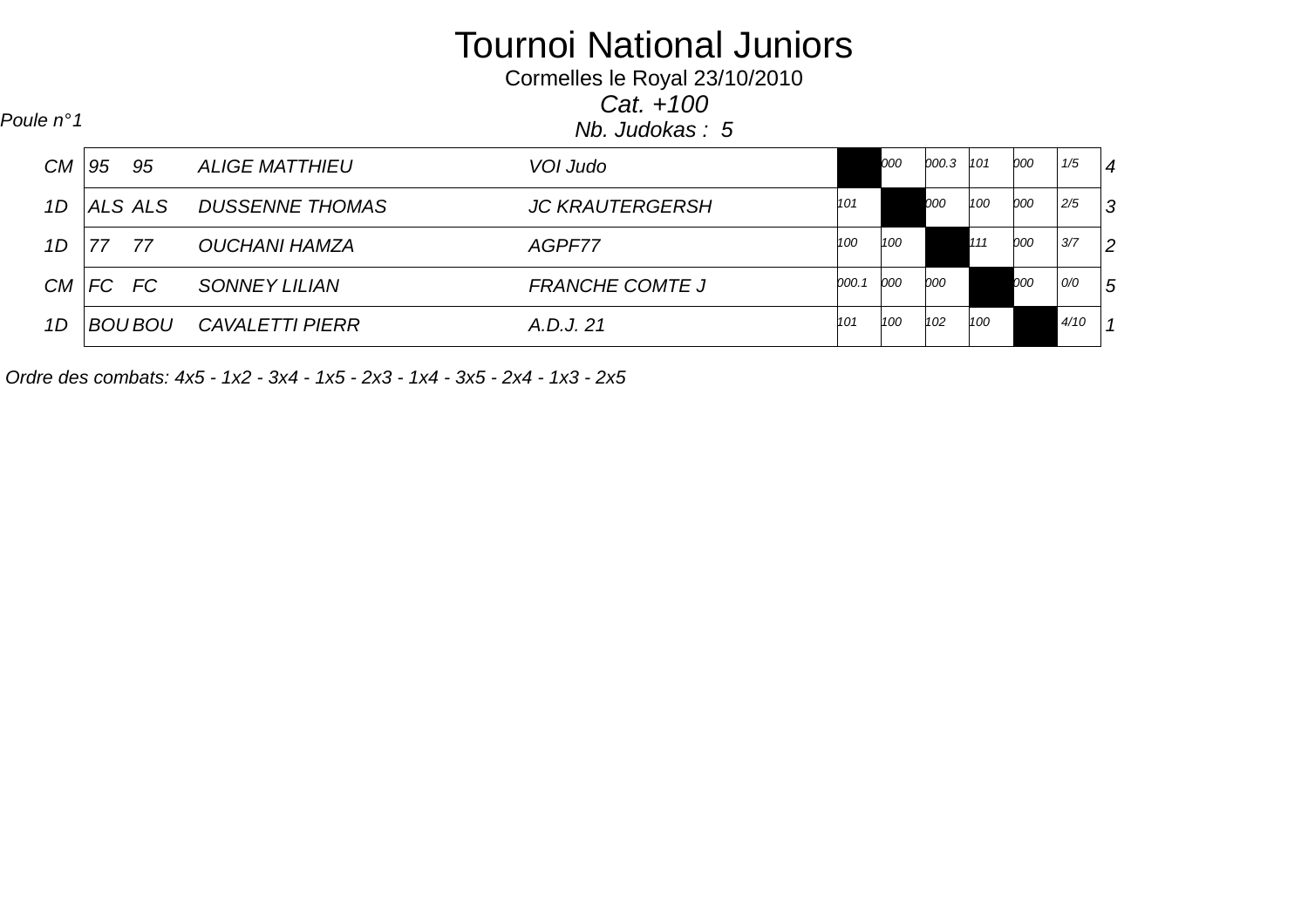# Tournoi National Juniors

Cormelles le Royal 23/10/2010

*Cat. +100*

*Poule n°1*

*Nb. Judokas : 5*

| | | | | | | | | | | | |
|---|---|---|---|---|---|---|---|---|---|---|---|
| CM | 95 | 95 | ALIGE MATTHIEU | VOI Judo | | 000 | 000.3 | 101 | 000 | 1/5 | 4 |
| 1D | ALS | ALS | DUSSENNE THOMAS | JC KRAUTERGERSH | 101 | | 000 | 100 | 000 | 2/5 | 3 |
| 1D | 77 | 77 | OUCHANI HAMZA | AGPF77 | 100 | 100 | | 111 | 000 | 3/7 | 2 |
| CM | FC | FC | SONNEY LILIAN | FRANCHE COMTE J | 000.1 | 000 | 000 | | 000 | 0/0 | 5 |
| 1D | BOU | BOU | CAVALETTI PIERR | A.D.J. 21 | 101 | 100 | 102 | 100 | | 4/10 | 1 |

*Ordre des combats: 4x5 - 1x2 - 3x4 - 1x5 - 2x3 - 1x4 - 3x5 - 2x4 - 1x3 - 2x5*